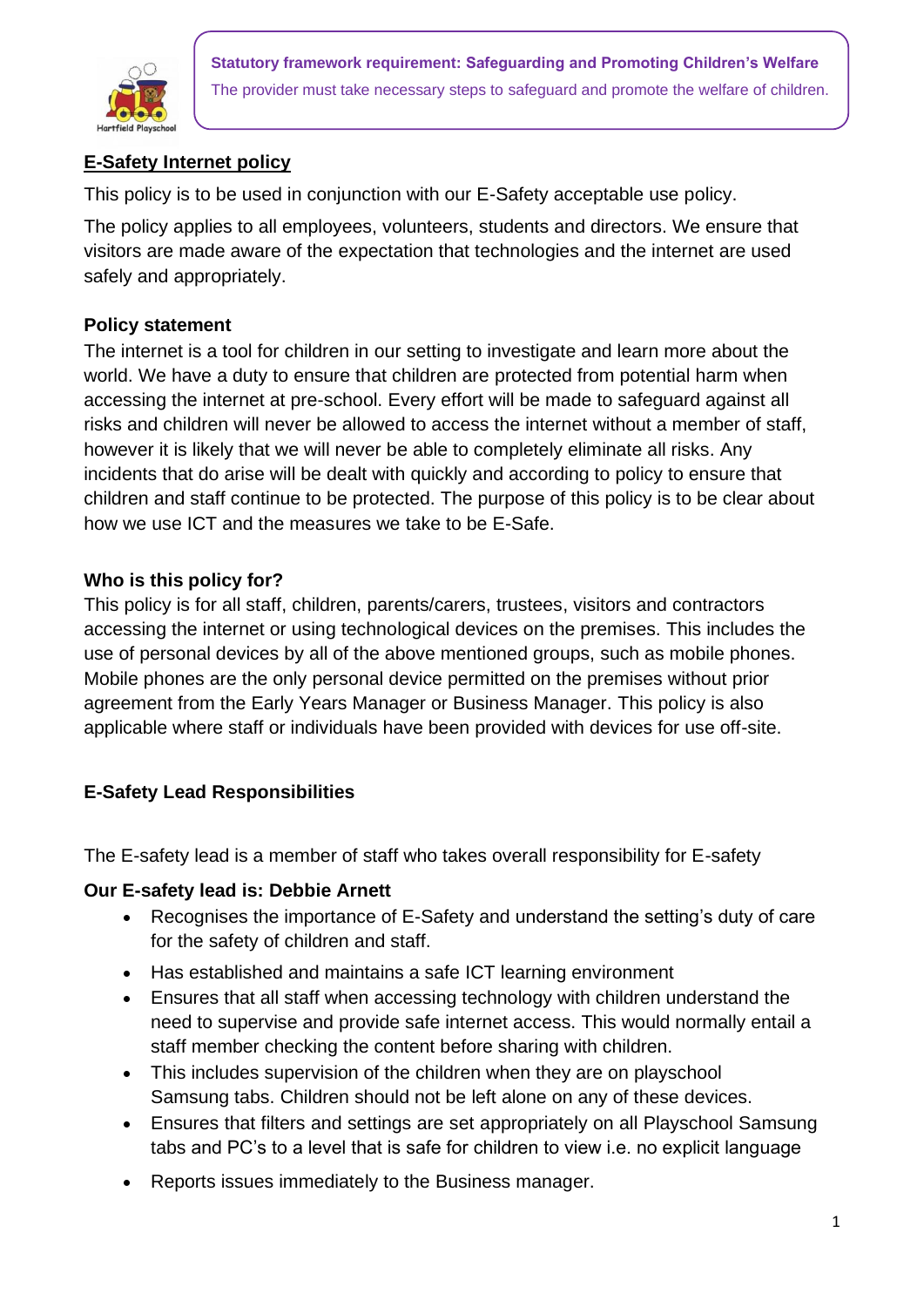**Statutory framework requirement: Safeguarding and Promoting Children's Welfare**

The provider must take necessary steps to safeguard and promote the welfare of children.

# E-Safety Internet policy

This policy is to be used in conjunction with our E-Safety acceptable use policy.

The policy applies to all employees, volunteers, students and directors. We ensure that visitors are made aware of the expectation that technologies and the internet are used safely and appropriately.

## Policy statement

The internet is a tool for children in our setting to investigate and learn more about the world. We have a duty to ensure that children are protected from potential harm when accessing the internet at pre-school. Every effort will be made to safeguard against all risks and children will never be allowed to access the internet without a member of staff, however it is likely that we will never be able to completely eliminate all risks. Any incidents that do arise will be dealt with quickly and according to policy to ensure that children and staff continue to be protected. The purpose of this policy is to be clear about how we use ICT and the measures we take to be E-Safe.

## Who is this policy for?

This policy is for all staff, children, parents/carers, trustees, visitors and contractors accessing the internet or using technological devices on the premises. This includes the use of personal devices by all of the above mentioned groups, such as mobile phones. Mobile phones are the only personal device permitted on the premises without prior agreement from the Early Years Manager or Business Manager. This policy is also applicable where staff or individuals have been provided with devices for use off-site.

## E-Safety Lead Responsibilities

The E-safety lead is a member of staff who takes overall responsibility for E-safety

**Our E-safety lead is: Debbie Arnett**

- Recognises the importance of E-Safety and understand the setting's duty of care for the safety of children and staff.
- Has established and maintains a safe ICT learning environment
- Ensures that all staff when accessing technology with children understand the need to supervise and provide safe internet access. This would normally entail a staff member checking the content before sharing with children.
- This includes supervision of the children when they are on playschool Samsung tabs. Children should not be left alone on any of these devices.
- Ensures that filters and settings are set appropriately on all Playschool Samsung tabs and PC's to a level that is safe for children to view i.e. no explicit language
- Reports issues immediately to the Business manager.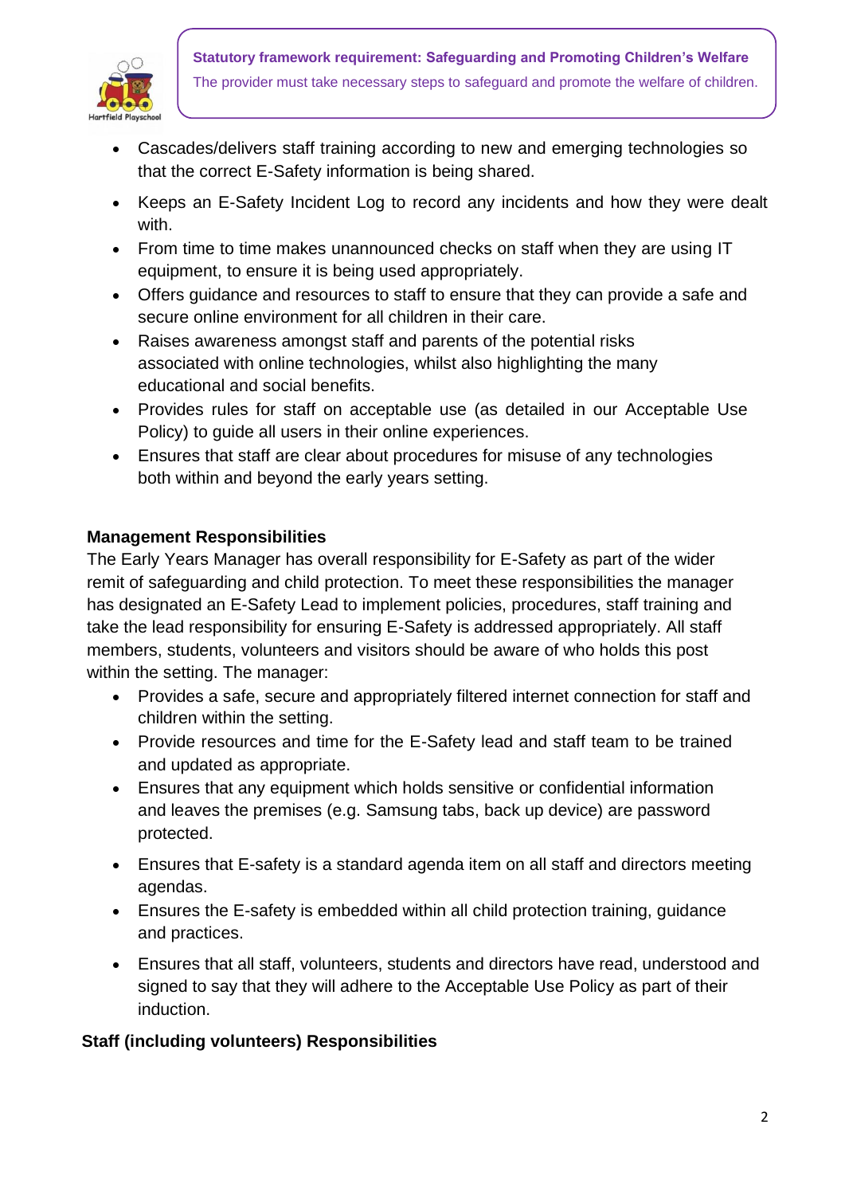- Cascades/delivers staff training according to new and emerging technologies so that the correct E-Safety information is being shared.
- Keeps an E-Safety Incident Log to record any incidents and how they were dealt with.
- From time to time makes unannounced checks on staff when they are using IT equipment, to ensure it is being used appropriately.
- Offers guidance and resources to staff to ensure that they can provide a safe and secure online environment for all children in their care.
- Raises awareness amongst staff and parents of the potential risks associated with online technologies, whilst also highlighting the many educational and social benefits.
- Provides rules for staff on acceptable use (as detailed in our Acceptable Use Policy) to guide all users in their online experiences.
- Ensures that staff are clear about procedures for misuse of any technologies both within and beyond the early years setting.

**Management Responsibilities**

The Early Years Manager has overall responsibility for E-Safety as part of the wider remit of safeguarding and child protection. To meet these responsibilities the manager has designated an E-Safety Lead to implement policies, procedures, staff training and take the lead responsibility for ensuring E-Safety is addressed appropriately. All staff members, students, volunteers and visitors should be aware of who holds this post within the setting. The manager:

- Provides a safe, secure and appropriately filtered internet connection for staff and children within the setting.
- Provide resources and time for the E-Safety lead and staff team to be trained and updated as appropriate.
- Ensures that any equipment which holds sensitive or confidential information and leaves the premises (e.g. Samsung tabs, back up device) are password protected.
- Ensures that E-safety is a standard agenda item on all staff and directors meeting agendas.
- Ensures the E-safety is embedded within all child protection training, guidance and practices.
- Ensures that all staff, volunteers, students and directors have read, understood and signed to say that they will adhere to the Acceptable Use Policy as part of their induction.

**Staff (including volunteers) Responsibilities**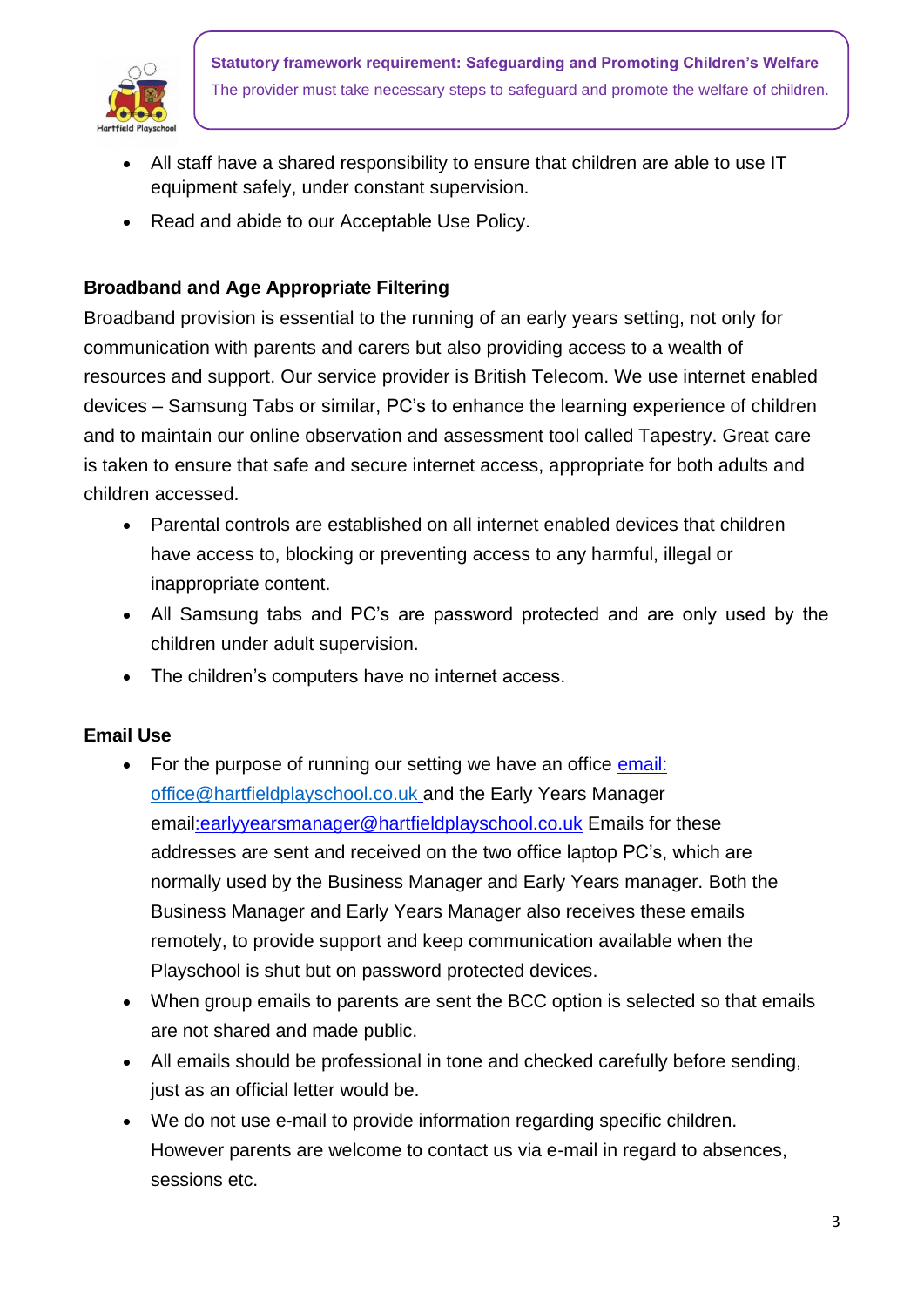**Statutory framework requirement: Safeguarding and Promoting Children's Welfare**
The provider must take necessary steps to safeguard and promote the welfare of children.

- All staff have a shared responsibility to ensure that children are able to use IT equipment safely, under constant supervision.
- Read and abide to our Acceptable Use Policy.

**Broadband and Age Appropriate Filtering**

Broadband provision is essential to the running of an early years setting, not only for communication with parents and carers but also providing access to a wealth of resources and support. Our service provider is British Telecom. We use internet enabled devices – Samsung Tabs or similar, PC's to enhance the learning experience of children and to maintain our online observation and assessment tool called Tapestry. Great care is taken to ensure that safe and secure internet access, appropriate for both adults and children accessed.

- Parental controls are established on all internet enabled devices that children have access to, blocking or preventing access to any harmful, illegal or inappropriate content.
- All Samsung tabs and PC's are password protected and are only used by the children under adult supervision.
- The children's computers have no internet access.

**Email Use**

- For the purpose of running our setting we have an office email: office@hartfieldplayschool.co.uk and the Early Years Manager email:earlyyearsmanager@hartfieldplayschool.co.uk Emails for these addresses are sent and received on the two office laptop PC's, which are normally used by the Business Manager and Early Years manager. Both the Business Manager and Early Years Manager also receives these emails remotely, to provide support and keep communication available when the Playschool is shut but on password protected devices.
- When group emails to parents are sent the BCC option is selected so that emails are not shared and made public.
- All emails should be professional in tone and checked carefully before sending, just as an official letter would be.
- We do not use e-mail to provide information regarding specific children. However parents are welcome to contact us via e-mail in regard to absences, sessions etc.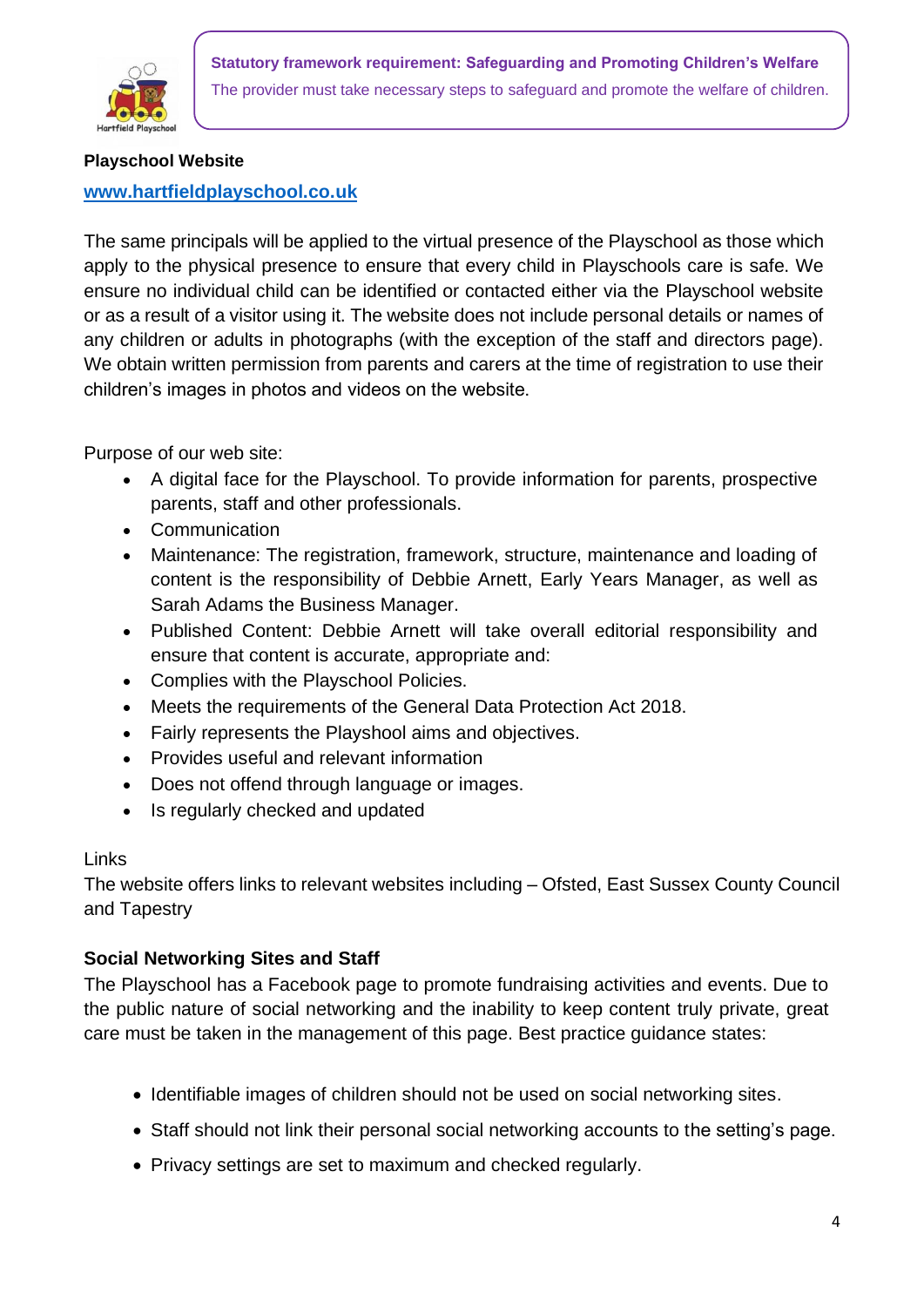**Statutory framework requirement: Safeguarding and Promoting Children's Welfare**
The provider must take necessary steps to safeguard and promote the welfare of children.

**Playschool Website**

**[www.hartfieldplayschool.co.uk](http://www.hartfieldplayschool.co.uk)**

The same principals will be applied to the virtual presence of the Playschool as those which apply to the physical presence to ensure that every child in Playschools care is safe. We ensure no individual child can be identified or contacted either via the Playschool website or as a result of a visitor using it. The website does not include personal details or names of any children or adults in photographs (with the exception of the staff and directors page). We obtain written permission from parents and carers at the time of registration to use their children's images in photos and videos on the website.

Purpose of our web site:

- A digital face for the Playschool. To provide information for parents, prospective parents, staff and other professionals.
- Communication
- Maintenance: The registration, framework, structure, maintenance and loading of content is the responsibility of Debbie Arnett, Early Years Manager, as well as Sarah Adams the Business Manager.
- Published Content: Debbie Arnett will take overall editorial responsibility and ensure that content is accurate, appropriate and:
- Complies with the Playschool Policies.
- Meets the requirements of the General Data Protection Act 2018.
- Fairly represents the Playshool aims and objectives.
- Provides useful and relevant information
- Does not offend through language or images.
- Is regularly checked and updated

Links

The website offers links to relevant websites including – Ofsted, East Sussex County Council and Tapestry

**Social Networking Sites and Staff**

The Playschool has a Facebook page to promote fundraising activities and events. Due to the public nature of social networking and the inability to keep content truly private, great care must be taken in the management of this page. Best practice guidance states:

- Identifiable images of children should not be used on social networking sites.
- Staff should not link their personal social networking accounts to the setting's page.
- Privacy settings are set to maximum and checked regularly.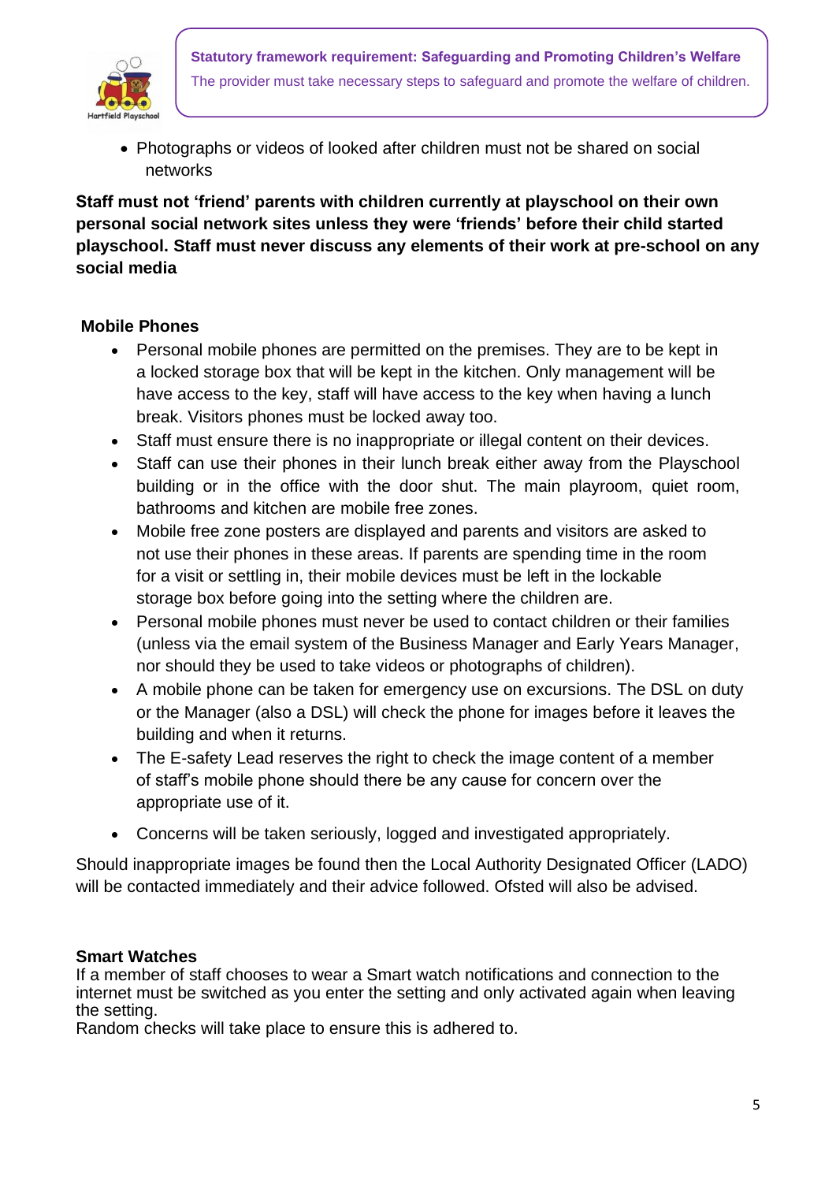- Photographs or videos of looked after children must not be shared on social networks

**Staff must not 'friend' parents with children currently at playschool on their own personal social network sites unless they were 'friends' before their child started playschool. Staff must never discuss any elements of their work at pre-school on any social media**

**Mobile Phones**

- Personal mobile phones are permitted on the premises. They are to be kept in a locked storage box that will be kept in the kitchen. Only management will be have access to the key, staff will have access to the key when having a lunch break. Visitors phones must be locked away too.
- Staff must ensure there is no inappropriate or illegal content on their devices.
- Staff can use their phones in their lunch break either away from the Playschool building or in the office with the door shut. The main playroom, quiet room, bathrooms and kitchen are mobile free zones.
- Mobile free zone posters are displayed and parents and visitors are asked to not use their phones in these areas. If parents are spending time in the room for a visit or settling in, their mobile devices must be left in the lockable storage box before going into the setting where the children are.
- Personal mobile phones must never be used to contact children or their families (unless via the email system of the Business Manager and Early Years Manager, nor should they be used to take videos or photographs of children).
- A mobile phone can be taken for emergency use on excursions. The DSL on duty or the Manager (also a DSL) will check the phone for images before it leaves the building and when it returns.
- The E-safety Lead reserves the right to check the image content of a member of staff's mobile phone should there be any cause for concern over the appropriate use of it.
- Concerns will be taken seriously, logged and investigated appropriately.

Should inappropriate images be found then the Local Authority Designated Officer (LADO) will be contacted immediately and their advice followed. Ofsted will also be advised.

**Smart Watches**

If a member of staff chooses to wear a Smart watch notifications and connection to the internet must be switched as you enter the setting and only activated again when leaving the setting.

Random checks will take place to ensure this is adhered to.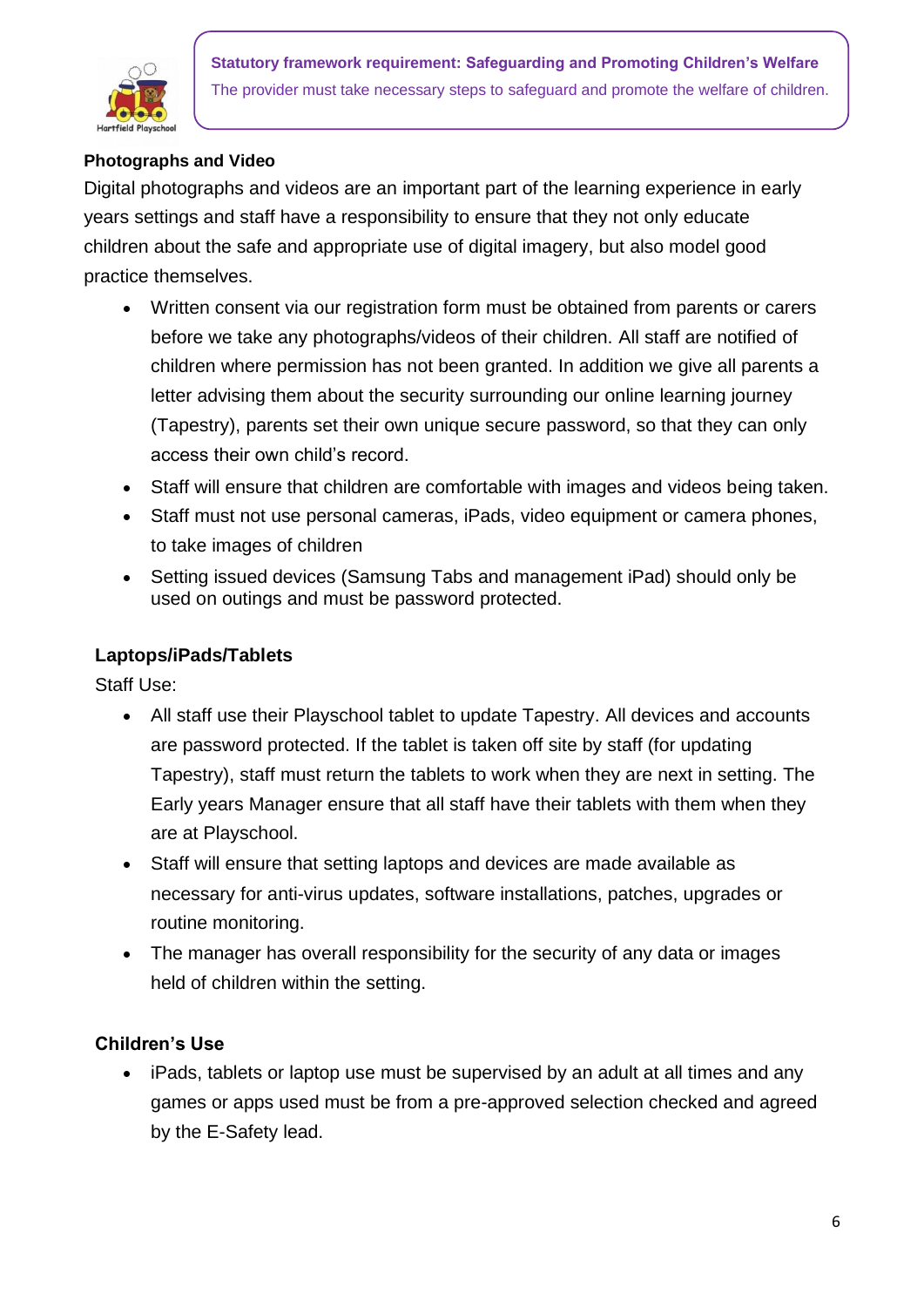**Statutory framework requirement: Safeguarding and Promoting Children's Welfare**
The provider must take necessary steps to safeguard and promote the welfare of children.

**Photographs and Video**

Digital photographs and videos are an important part of the learning experience in early years settings and staff have a responsibility to ensure that they not only educate children about the safe and appropriate use of digital imagery, but also model good practice themselves.

- Written consent via our registration form must be obtained from parents or carers before we take any photographs/videos of their children. All staff are notified of children where permission has not been granted. In addition we give all parents a letter advising them about the security surrounding our online learning journey (Tapestry), parents set their own unique secure password, so that they can only access their own child's record.
- Staff will ensure that children are comfortable with images and videos being taken.
- Staff must not use personal cameras, iPads, video equipment or camera phones, to take images of children
- Setting issued devices (Samsung Tabs and management iPad) should only be used on outings and must be password protected.

**Laptops/iPads/Tablets**

Staff Use:

- All staff use their Playschool tablet to update Tapestry. All devices and accounts are password protected. If the tablet is taken off site by staff (for updating Tapestry), staff must return the tablets to work when they are next in setting. The Early years Manager ensure that all staff have their tablets with them when they are at Playschool.
- Staff will ensure that setting laptops and devices are made available as necessary for anti-virus updates, software installations, patches, upgrades or routine monitoring.
- The manager has overall responsibility for the security of any data or images held of children within the setting.

**Children's Use**

- iPads, tablets or laptop use must be supervised by an adult at all times and any games or apps used must be from a pre-approved selection checked and agreed by the E-Safety lead.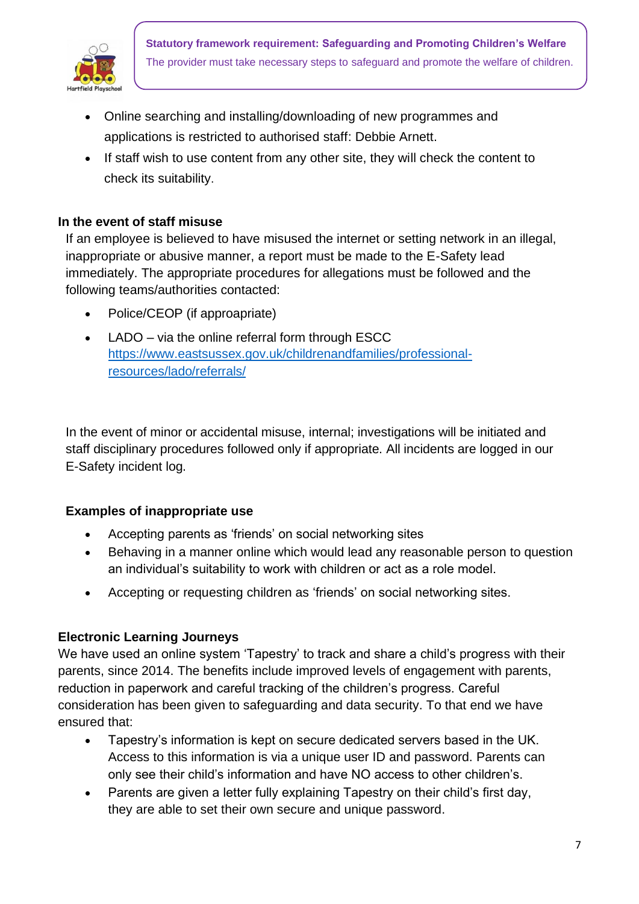- Online searching and installing/downloading of new programmes and applications is restricted to authorised staff: Debbie Arnett.
- If staff wish to use content from any other site, they will check the content to check its suitability.

**In the event of staff misuse**

If an employee is believed to have misused the internet or setting network in an illegal, inappropriate or abusive manner, a report must be made to the E-Safety lead immediately. The appropriate procedures for allegations must be followed and the following teams/authorities contacted:

- Police/CEOP (if approapriate)
- LADO – via the online referral form through ESCC [https://www.eastsussex.gov.uk/childrenandfamilies/professional-resources/lado/referrals/](https://www.eastsussex.gov.uk/childrenandfamilies/professional-resources/lado/referrals/)

In the event of minor or accidental misuse, internal; investigations will be initiated and staff disciplinary procedures followed only if appropriate. All incidents are logged in our E-Safety incident log.

**Examples of inappropriate use**

- Accepting parents as 'friends' on social networking sites
- Behaving in a manner online which would lead any reasonable person to question an individual's suitability to work with children or act as a role model.
- Accepting or requesting children as 'friends' on social networking sites.

**Electronic Learning Journeys**

We have used an online system 'Tapestry' to track and share a child's progress with their parents, since 2014. The benefits include improved levels of engagement with parents, reduction in paperwork and careful tracking of the children's progress. Careful consideration has been given to safeguarding and data security. To that end we have ensured that:

- Tapestry's information is kept on secure dedicated servers based in the UK. Access to this information is via a unique user ID and password. Parents can only see their child's information and have NO access to other children's.
- Parents are given a letter fully explaining Tapestry on their child's first day, they are able to set their own secure and unique password.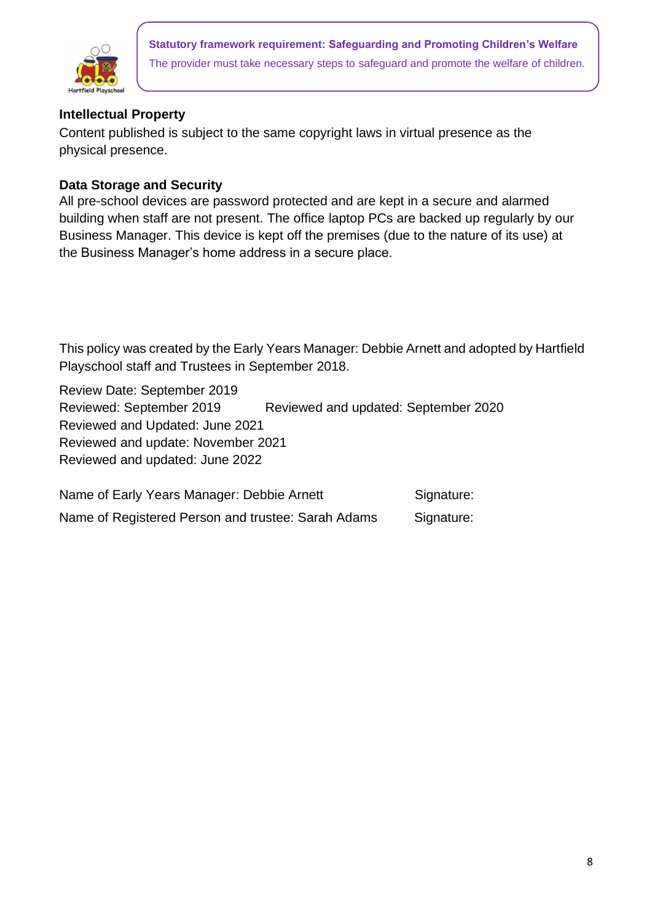**Statutory framework requirement: Safeguarding and Promoting Children's Welfare**
The provider must take necessary steps to safeguard and promote the welfare of children.

### Intellectual Property

Content published is subject to the same copyright laws in virtual presence as the physical presence.

### Data Storage and Security

All pre-school devices are password protected and are kept in a secure and alarmed building when staff are not present. The office laptop PCs are backed up regularly by our Business Manager. This device is kept off the premises (due to the nature of its use) at the Business Manager's home address in a secure place.

This policy was created by the Early Years Manager: Debbie Arnett and adopted by Hartfield Playschool staff and Trustees in September 2018.

Review Date: September 2019
Reviewed: September 2019 Reviewed and updated: September 2020
Reviewed and Updated: June 2021
Reviewed and update: November 2021
Reviewed and updated: June 2022

Name of Early Years Manager: Debbie Arnett Signature:

Name of Registered Person and trustee: Sarah Adams Signature: